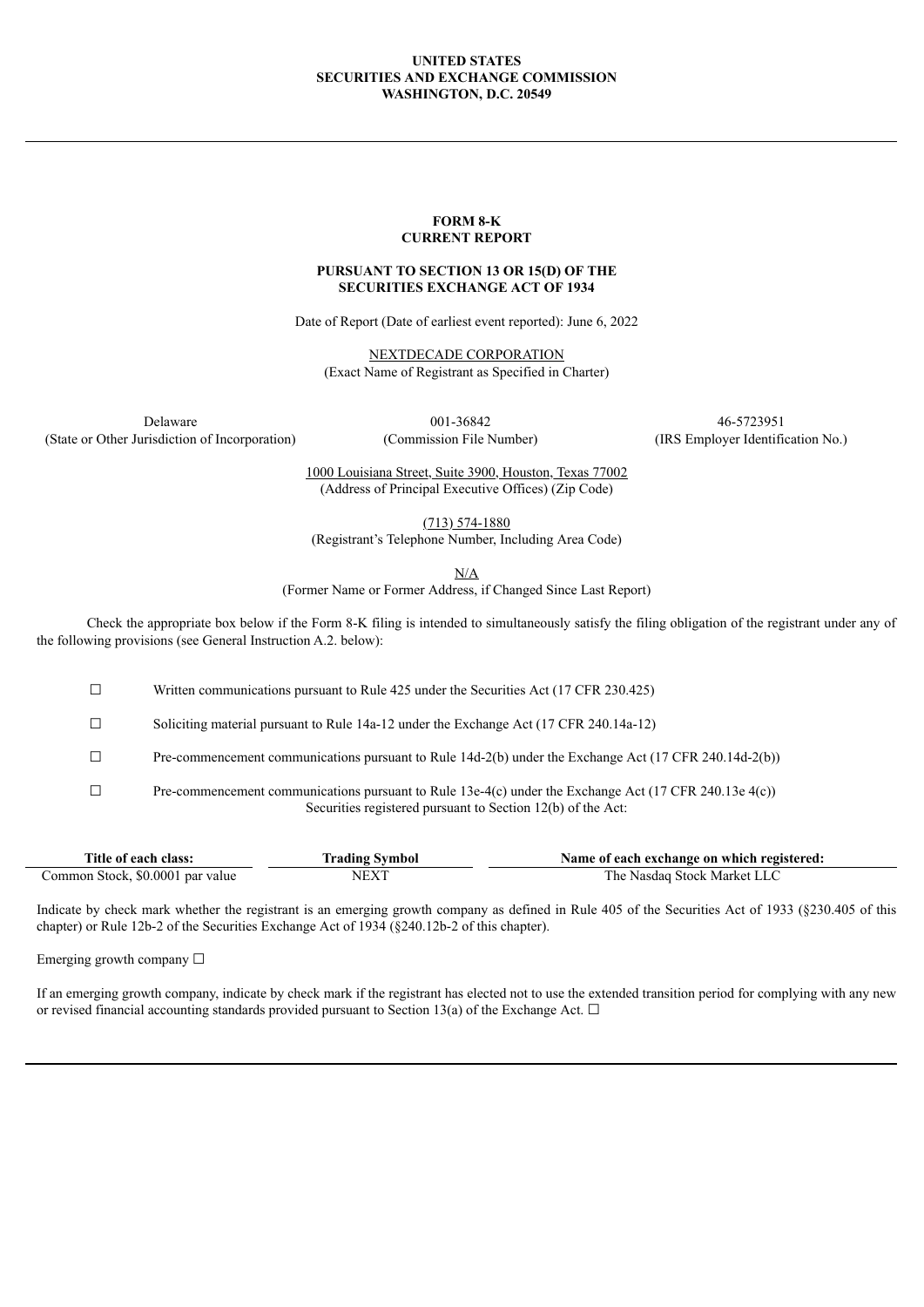**UNITED STATES**
**SECURITIES AND EXCHANGE COMMISSION**
**WASHINGTON, D.C. 20549**

---

# FORM 8-K
## CURRENT REPORT

**PURSUANT TO SECTION 13 OR 15(D) OF THE SECURITIES EXCHANGE ACT OF 1934**

Date of Report (Date of earliest event reported): June 6, 2022

NEXTDECADE CORPORATION
(Exact Name of Registrant as Specified in Charter)

| Delaware | 001-36842 | 46-5723951 |
|---|---|---|
| (State or Other Jurisdiction of Incorporation) | (Commission File Number) | (IRS Employer Identification No.) |

1000 Louisiana Street, Suite 3900, Houston, Texas 77002
(Address of Principal Executive Offices) (Zip Code)

(713) 574-1880
(Registrant's Telephone Number, Including Area Code)

N/A
(Former Name or Former Address, if Changed Since Last Report)

Check the appropriate box below if the Form 8-K filing is intended to simultaneously satisfy the filing obligation of the registrant under any of the following provisions (see General Instruction A.2. below):

☐ Written communications pursuant to Rule 425 under the Securities Act (17 CFR 230.425)

☐ Soliciting material pursuant to Rule 14a-12 under the Exchange Act (17 CFR 240.14a-12)

☐ Pre-commencement communications pursuant to Rule 14d-2(b) under the Exchange Act (17 CFR 240.14d-2(b))

☐ Pre-commencement communications pursuant to Rule 13e-4(c) under the Exchange Act (17 CFR 240.13e 4(c))

Securities registered pursuant to Section 12(b) of the Act:

| Title of each class: | Trading Symbol | Name of each exchange on which registered: |
|---|---|---|
| Common Stock, $0.0001 par value | NEXT | The Nasdaq Stock Market LLC |

Indicate by check mark whether the registrant is an emerging growth company as defined in Rule 405 of the Securities Act of 1933 (§230.405 of this chapter) or Rule 12b-2 of the Securities Exchange Act of 1934 (§240.12b-2 of this chapter).

Emerging growth company ☐

If an emerging growth company, indicate by check mark if the registrant has elected not to use the extended transition period for complying with any new or revised financial accounting standards provided pursuant to Section 13(a) of the Exchange Act. ☐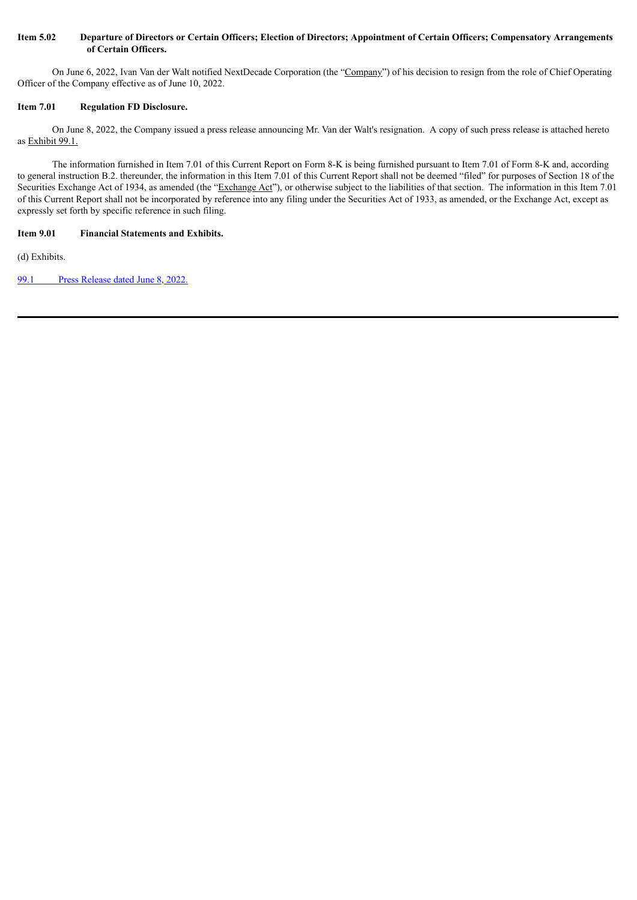**Item 5.02 Departure of Directors or Certain Officers; Election of Directors; Appointment of Certain Officers; Compensatory Arrangements of Certain Officers.**

On June 6, 2022, Ivan Van der Walt notified NextDecade Corporation (the "Company") of his decision to resign from the role of Chief Operating Officer of the Company effective as of June 10, 2022.

**Item 7.01 Regulation FD Disclosure.**

On June 8, 2022, the Company issued a press release announcing Mr. Van der Walt's resignation. A copy of such press release is attached hereto as Exhibit 99.1.

The information furnished in Item 7.01 of this Current Report on Form 8-K is being furnished pursuant to Item 7.01 of Form 8-K and, according to general instruction B.2. thereunder, the information in this Item 7.01 of this Current Report shall not be deemed "filed" for purposes of Section 18 of the Securities Exchange Act of 1934, as amended (the "Exchange Act"), or otherwise subject to the liabilities of that section. The information in this Item 7.01 of this Current Report shall not be incorporated by reference into any filing under the Securities Act of 1933, as amended, or the Exchange Act, except as expressly set forth by specific reference in such filing.

**Item 9.01 Financial Statements and Exhibits.**

(d) Exhibits.

99.1 Press Release dated June 8, 2022.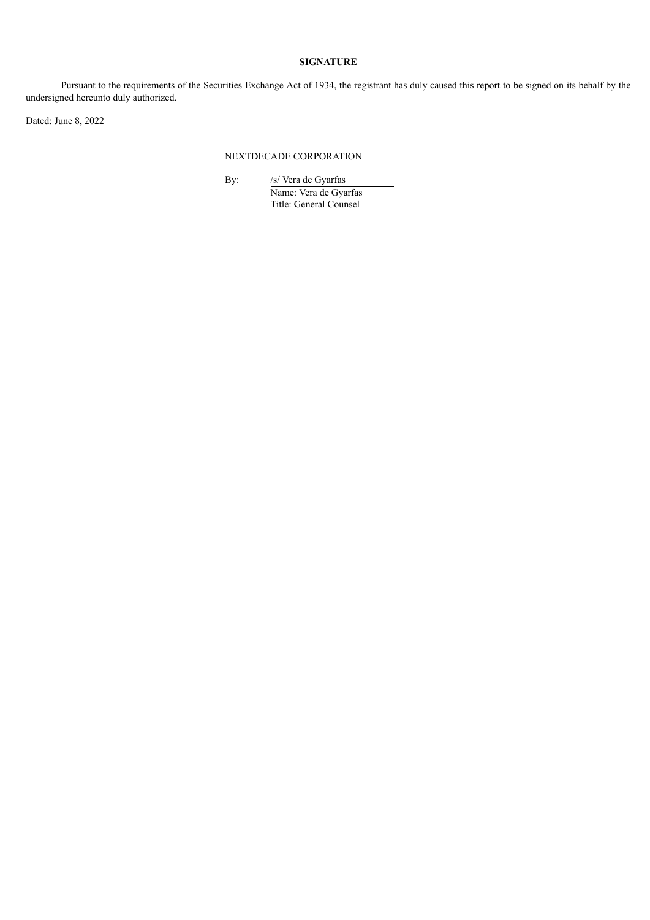**SIGNATURE**

Pursuant to the requirements of the Securities Exchange Act of 1934, the registrant has duly caused this report to be signed on its behalf by the undersigned hereunto duly authorized.

Dated: June 8, 2022

NEXTDECADE CORPORATION

By: /s/ Vera de Gyarfas
Name: Vera de Gyarfas
Title: General Counsel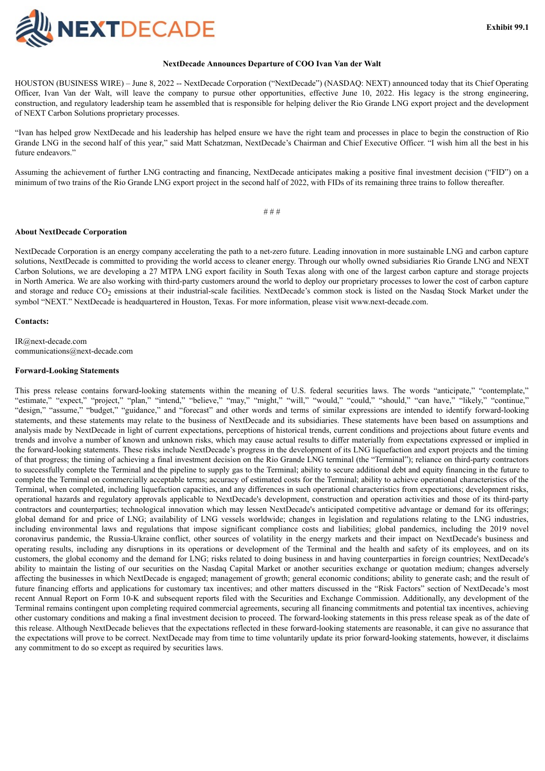Exhibit 99.1

# NextDecade Announces Departure of COO Ivan Van der Walt

HOUSTON (BUSINESS WIRE) – June 8, 2022 -- NextDecade Corporation ("NextDecade") (NASDAQ: NEXT) announced today that its Chief Operating Officer, Ivan Van der Walt, will leave the company to pursue other opportunities, effective June 10, 2022. His legacy is the strong engineering, construction, and regulatory leadership team he assembled that is responsible for helping deliver the Rio Grande LNG export project and the development of NEXT Carbon Solutions proprietary processes.

"Ivan has helped grow NextDecade and his leadership has helped ensure we have the right team and processes in place to begin the construction of Rio Grande LNG in the second half of this year," said Matt Schatzman, NextDecade's Chairman and Chief Executive Officer. "I wish him all the best in his future endeavors."

Assuming the achievement of further LNG contracting and financing, NextDecade anticipates making a positive final investment decision ("FID") on a minimum of two trains of the Rio Grande LNG export project in the second half of 2022, with FIDs of its remaining three trains to follow thereafter.

# # #

**About NextDecade Corporation**

NextDecade Corporation is an energy company accelerating the path to a net-zero future. Leading innovation in more sustainable LNG and carbon capture solutions, NextDecade is committed to providing the world access to cleaner energy. Through our wholly owned subsidiaries Rio Grande LNG and NEXT Carbon Solutions, we are developing a 27 MTPA LNG export facility in South Texas along with one of the largest carbon capture and storage projects in North America. We are also working with third-party customers around the world to deploy our proprietary processes to lower the cost of carbon capture and storage and reduce $CO_2$ emissions at their industrial-scale facilities. NextDecade's common stock is listed on the Nasdaq Stock Market under the symbol "NEXT." NextDecade is headquartered in Houston, Texas. For more information, please visit www.next-decade.com.

**Contacts:**

IR@next-decade.com
communications@next-decade.com

**Forward-Looking Statements**

This press release contains forward-looking statements within the meaning of U.S. federal securities laws. The words "anticipate," "contemplate," "estimate," "expect," "project," "plan," "intend," "believe," "may," "might," "will," "would," "could," "should," "can have," "likely," "continue," "design," "assume," "budget," "guidance," and "forecast" and other words and terms of similar expressions are intended to identify forward-looking statements, and these statements may relate to the business of NextDecade and its subsidiaries. These statements have been based on assumptions and analysis made by NextDecade in light of current expectations, perceptions of historical trends, current conditions and projections about future events and trends and involve a number of known and unknown risks, which may cause actual results to differ materially from expectations expressed or implied in the forward-looking statements. These risks include NextDecade's progress in the development of its LNG liquefaction and export projects and the timing of that progress; the timing of achieving a final investment decision on the Rio Grande LNG terminal (the "Terminal"); reliance on third-party contractors to successfully complete the Terminal and the pipeline to supply gas to the Terminal; ability to secure additional debt and equity financing in the future to complete the Terminal on commercially acceptable terms; accuracy of estimated costs for the Terminal; ability to achieve operational characteristics of the Terminal, when completed, including liquefaction capacities, and any differences in such operational characteristics from expectations; development risks, operational hazards and regulatory approvals applicable to NextDecade's development, construction and operation activities and those of its third-party contractors and counterparties; technological innovation which may lessen NextDecade's anticipated competitive advantage or demand for its offerings; global demand for and price of LNG; availability of LNG vessels worldwide; changes in legislation and regulations relating to the LNG industries, including environmental laws and regulations that impose significant compliance costs and liabilities; global pandemics, including the 2019 novel coronavirus pandemic, the Russia-Ukraine conflict, other sources of volatility in the energy markets and their impact on NextDecade's business and operating results, including any disruptions in its operations or development of the Terminal and the health and safety of its employees, and on its customers, the global economy and the demand for LNG; risks related to doing business in and having counterparties in foreign countries; NextDecade's ability to maintain the listing of our securities on the Nasdaq Capital Market or another securities exchange or quotation medium; changes adversely affecting the businesses in which NextDecade is engaged; management of growth; general economic conditions; ability to generate cash; and the result of future financing efforts and applications for customary tax incentives; and other matters discussed in the "Risk Factors" section of NextDecade's most recent Annual Report on Form 10-K and subsequent reports filed with the Securities and Exchange Commission. Additionally, any development of the Terminal remains contingent upon completing required commercial agreements, securing all financing commitments and potential tax incentives, achieving other customary conditions and making a final investment decision to proceed. The forward-looking statements in this press release speak as of the date of this release. Although NextDecade believes that the expectations reflected in these forward-looking statements are reasonable, it can give no assurance that the expectations will prove to be correct. NextDecade may from time to time voluntarily update its prior forward-looking statements, however, it disclaims any commitment to do so except as required by securities laws.